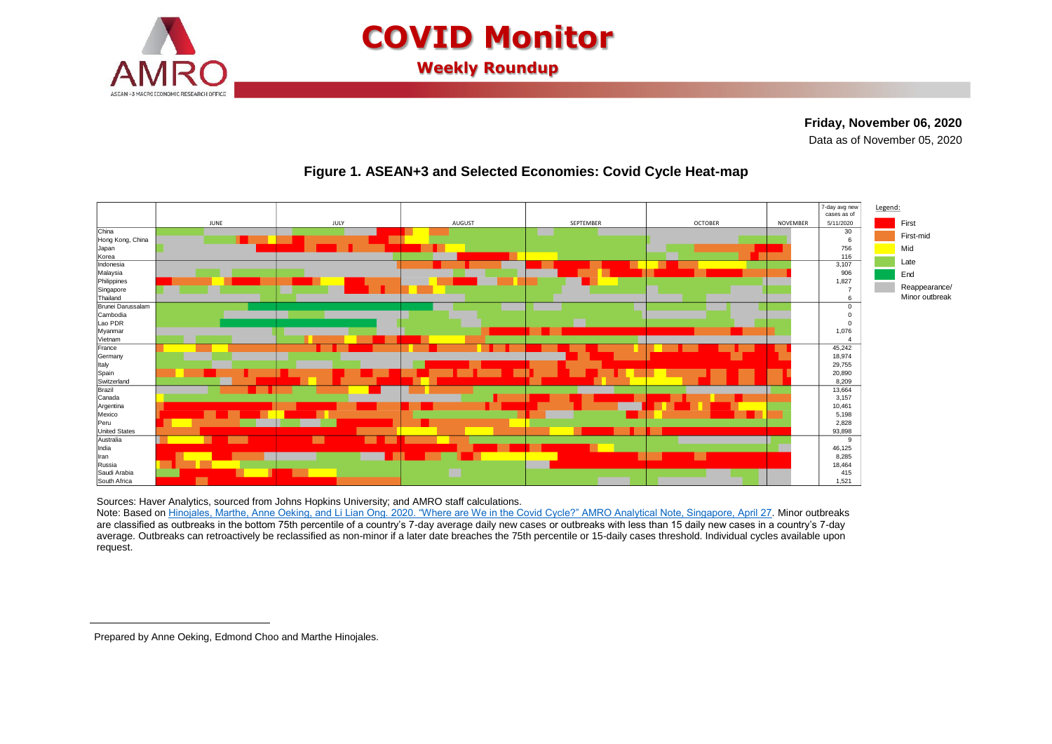# COVID Monitor

## Weekly Roundup

**Friday, November 06, 2020**

Data as of November 05, 2020

### Figure 1. ASEAN+3 and Selected Economies: Covid Cycle Heat-map

| Economy | 7-day avg new cases as of 5/11/2020 |
| --- | --- |
| China | 30 |
| Hong Kong, China | 6 |
| Japan | 756 |
| Korea | 116 |
| Indonesia | 3,107 |
| Malaysia | 906 |
| Philippines | 1,827 |
| Singapore | 7 |
| Thailand | 6 |
| Brunei Darussalam | 0 |
| Cambodia | 0 |
| Lao PDR | 0 |
| Myanmar | 1,076 |
| Vietnam | 4 |
| France | 45,242 |
| Germany | 18,974 |
| Italy | 29,755 |
| Spain | 20,890 |
| Switzerland | 8,209 |
| Brazil | 13,664 |
| Canada | 3,157 |
| Argentina | 10,461 |
| Mexico | 5,198 |
| Peru | 2,828 |
| United States | 93,898 |
| Australia | 9 |
| India | 46,125 |
| Iran | 8,285 |
| Russia | 18,464 |
| Saudi Arabia | 415 |
| South Africa | 1,521 |

Months: JUNE, JULY, AUGUST, SEPTEMBER, OCTOBER, NOVEMBER

Legend: First; First-mid; Mid; Late; End; Reappearance/ Minor outbreak

Sources: Haver Analytics, sourced from Johns Hopkins University; and AMRO staff calculations.

Note: Based on Hinojales, Marthe, Anne Oeking, and Li Lian Ong. 2020. "Where are We in the Covid Cycle?" AMRO Analytical Note, Singapore, April 27. Minor outbreaks are classified as outbreaks in the bottom 75th percentile of a country's 7-day average daily new cases or outbreaks with less than 15 daily new cases in a country's 7-day average. Outbreaks can retroactively be reclassified as non-minor if a later date breaches the 75th percentile or 15-daily cases threshold. Individual cycles available upon request.

Prepared by Anne Oeking, Edmond Choo and Marthe Hinojales.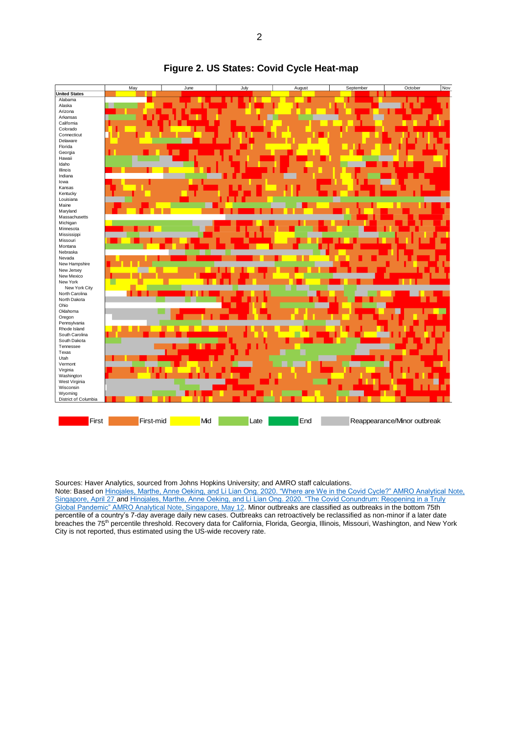**Figure 2. US States: Covid Cycle Heat-map**

Sources: Haver Analytics, sourced from Johns Hopkins University; and AMRO staff calculations.
Note: Based on Hinojales, Marthe, Anne Oeking, and Li Lian Ong. 2020. "Where are We in the Covid Cycle?" AMRO Analytical Note, Singapore, April 27 and Hinojales, Marthe, Anne Oeking, and Li Lian Ong. 2020. "The Covid Conundrum: Reopening in a Truly Global Pandemic" AMRO Analytical Note, Singapore, May 12. Minor outbreaks are classified as outbreaks in the bottom 75th percentile of a country's 7-day average daily new cases. Outbreaks can retroactively be reclassified as non-minor if a later date breaches the 75th percentile threshold. Recovery data for California, Florida, Georgia, Illinois, Missouri, Washington, and New York City is not reported, thus estimated using the US-wide recovery rate.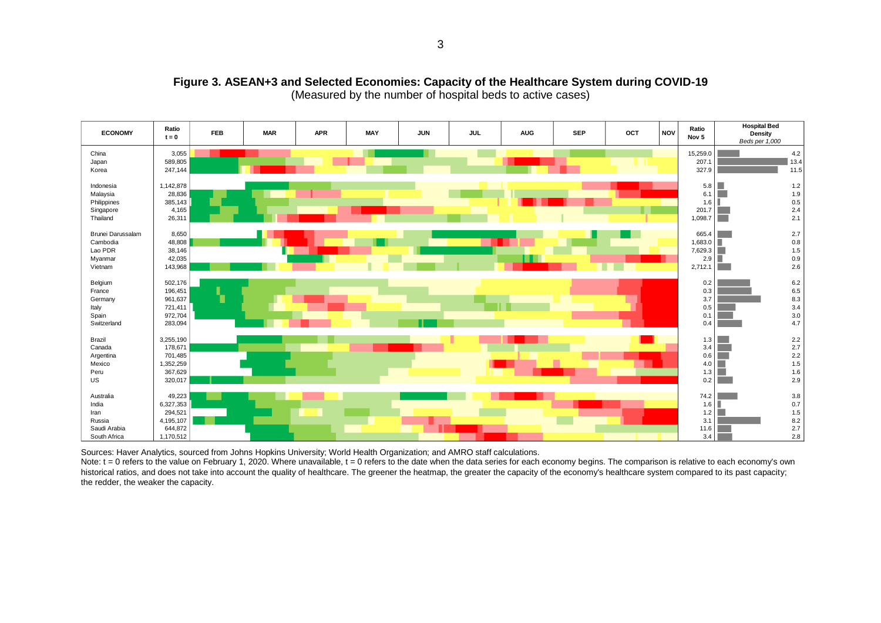**Figure 3. ASEAN+3 and Selected Economies: Capacity of the Healthcare System during COVID-19**
(Measured by the number of hospital beds to active cases)

| ECONOMY | Ratio t = 0 | FEB | MAR | APR | MAY | JUN | JUL | AUG | SEP | OCT | NOV | Ratio Nov 5 | Hospital Bed Density *Beds per 1,000* |
|---|---|---|---|---|---|---|---|---|---|---|---|---|---|
| China | 3,055 | | | | | | | | | | | 15,259.0 | 4.2 |
| Japan | 589,805 | | | | | | | | | | | 207.1 | 13.4 |
| Korea | 247,144 | | | | | | | | | | | 327.9 | 11.5 |
| Indonesia | 1,142,878 | | | | | | | | | | | 5.8 | 1.2 |
| Malaysia | 28,836 | | | | | | | | | | | 6.1 | 1.9 |
| Philippines | 385,143 | | | | | | | | | | | 1.6 | 0.5 |
| Singapore | 4,165 | | | | | | | | | | | 201.7 | 2.4 |
| Thailand | 26,311 | | | | | | | | | | | 1,098.7 | 2.1 |
| Brunei Darussalam | 8,650 | | | | | | | | | | | 665.4 | 2.7 |
| Cambodia | 48,808 | | | | | | | | | | | 1,683.0 | 0.8 |
| Lao PDR | 38,146 | | | | | | | | | | | 7,629.3 | 1.5 |
| Myanmar | 42,035 | | | | | | | | | | | 2.9 | 0.9 |
| Vietnam | 143,968 | | | | | | | | | | | 2,712.1 | 2.6 |
| Belgium | 502,176 | | | | | | | | | | | 0.2 | 6.2 |
| France | 196,451 | | | | | | | | | | | 0.3 | 6.5 |
| Germany | 961,637 | | | | | | | | | | | 3.7 | 8.3 |
| Italy | 721,411 | | | | | | | | | | | 0.5 | 3.4 |
| Spain | 972,704 | | | | | | | | | | | 0.1 | 3.0 |
| Switzerland | 283,094 | | | | | | | | | | | 0.4 | 4.7 |
| Brazil | 3,255,190 | | | | | | | | | | | 1.3 | 2.2 |
| Canada | 178,671 | | | | | | | | | | | 3.4 | 2.7 |
| Argentina | 701,485 | | | | | | | | | | | 0.6 | 2.2 |
| Mexico | 1,352,259 | | | | | | | | | | | 4.0 | 1.5 |
| Peru | 367,629 | | | | | | | | | | | 1.3 | 1.6 |
| US | 320,017 | | | | | | | | | | | 0.2 | 2.9 |
| Australia | 49,223 | | | | | | | | | | | 74.2 | 3.8 |
| India | 6,327,353 | | | | | | | | | | | 1.6 | 0.7 |
| Iran | 294,521 | | | | | | | | | | | 1.2 | 1.5 |
| Russia | 4,195,107 | | | | | | | | | | | 3.1 | 8.2 |
| Saudi Arabia | 644,872 | | | | | | | | | | | 11.6 | 2.7 |
| South Africa | 1,170,512 | | | | | | | | | | | 3.4 | 2.8 |

Sources: Haver Analytics, sourced from Johns Hopkins University; World Health Organization; and AMRO staff calculations.
Note: t = 0 refers to the value on February 1, 2020. Where unavailable, t = 0 refers to the date when the data series for each economy begins. The comparison is relative to each economy's own historical ratios, and does not take into account the quality of healthcare. The greener the heatmap, the greater the capacity of the economy's healthcare system compared to its past capacity; the redder, the weaker the capacity.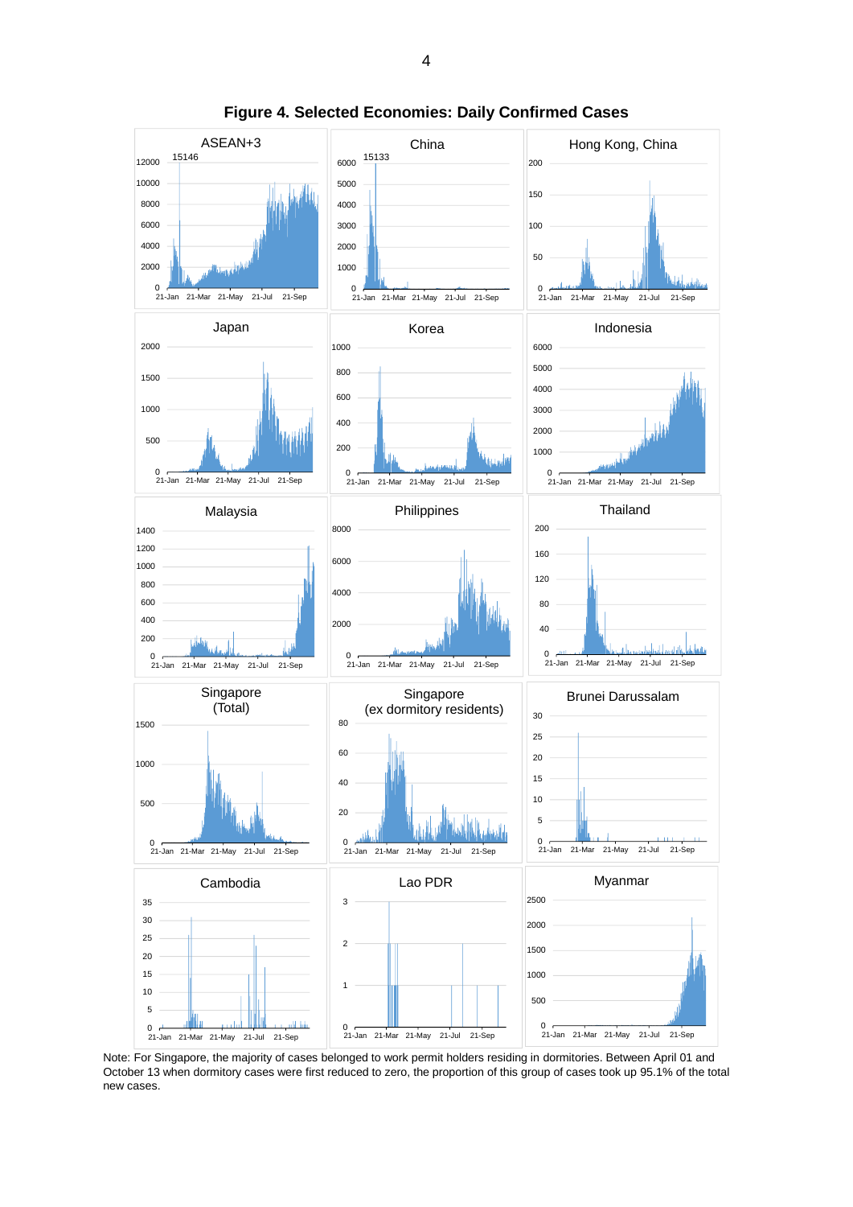**Figure 4. Selected Economies: Daily Confirmed Cases**

Note: For Singapore, the majority of cases belonged to work permit holders residing in dormitories. Between April 01 and October 13 when dormitory cases were first reduced to zero, the proportion of this group of cases took up 95.1% of the total new cases.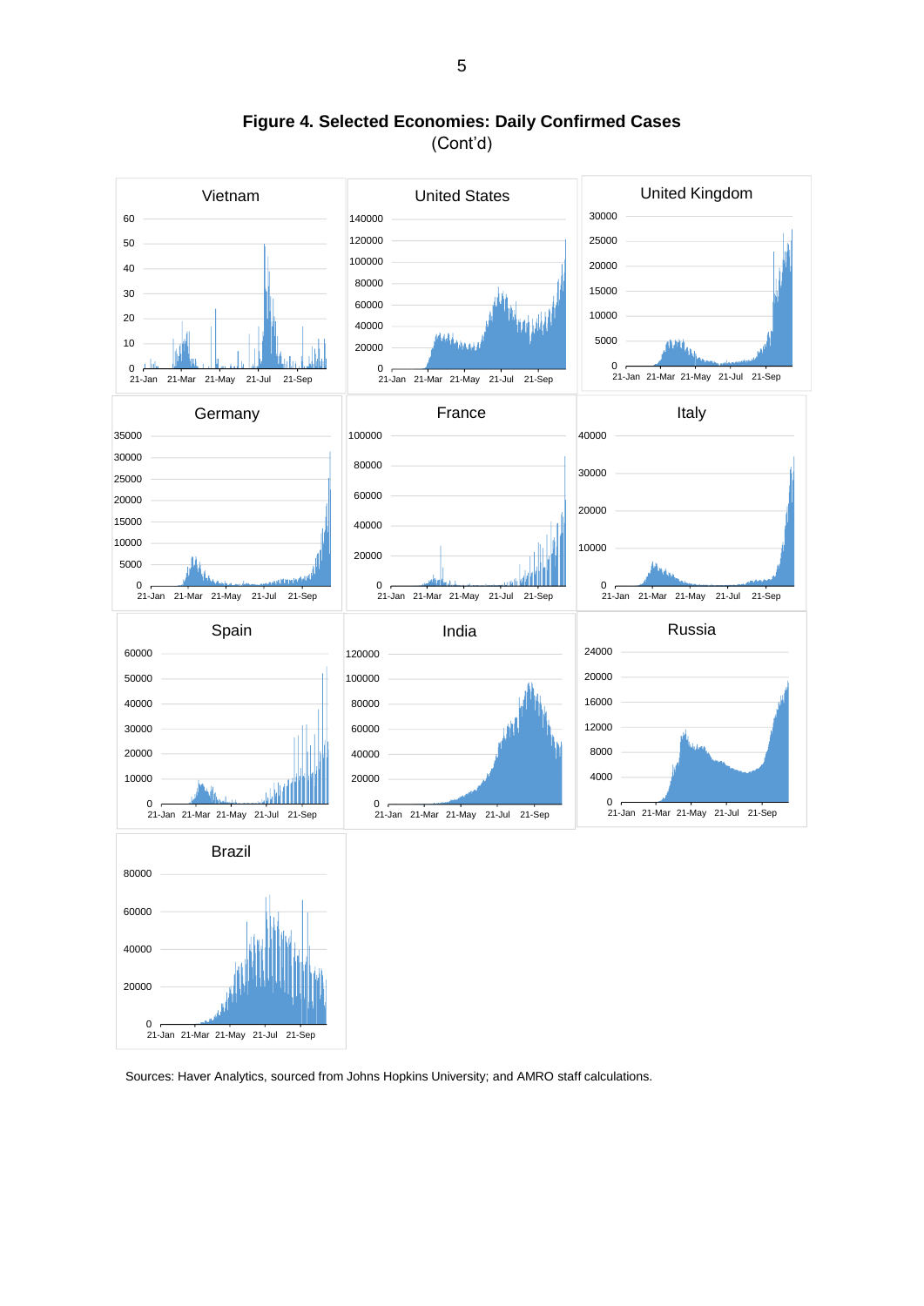**Figure 4. Selected Economies: Daily Confirmed Cases**
(Cont'd)

Sources: Haver Analytics, sourced from Johns Hopkins University; and AMRO staff calculations.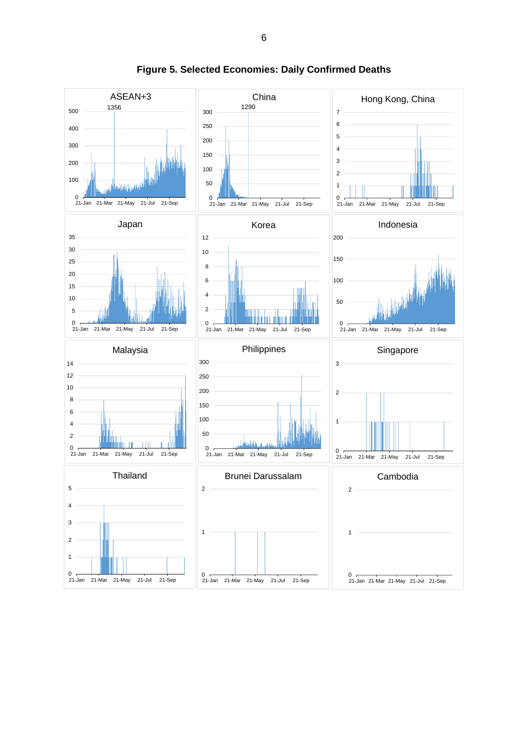**Figure 5. Selected Economies: Daily Confirmed Deaths**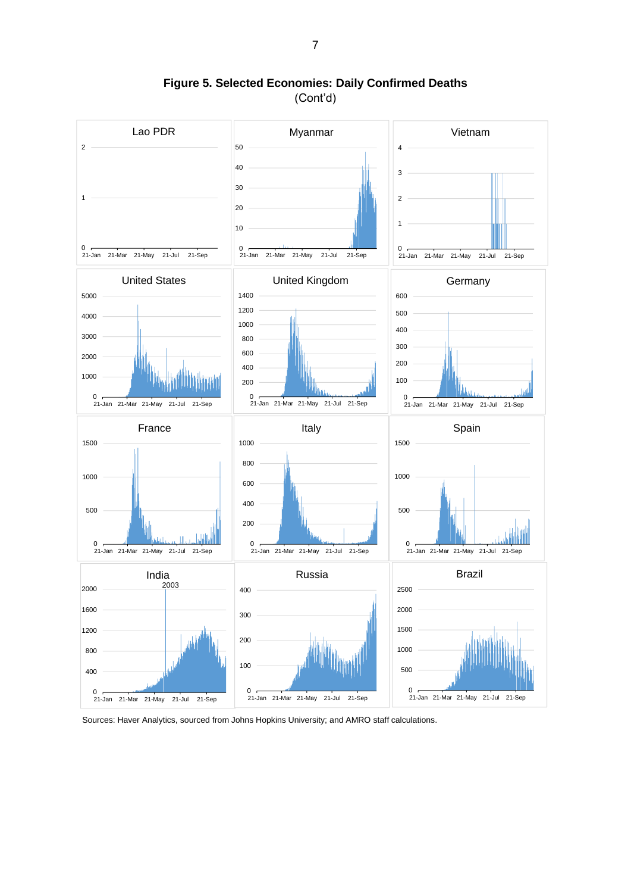**Figure 5. Selected Economies: Daily Confirmed Deaths**
(Cont'd)

Sources: Haver Analytics, sourced from Johns Hopkins University; and AMRO staff calculations.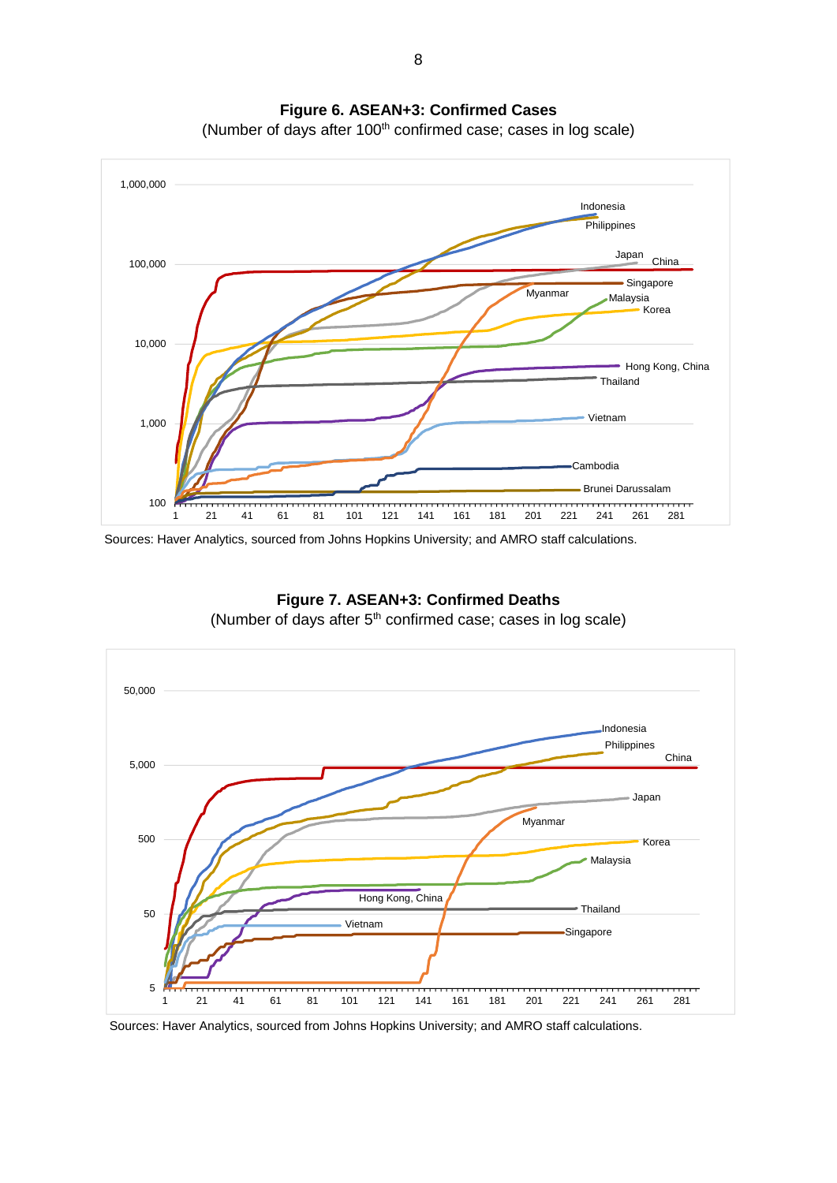**Figure 6. ASEAN+3: Confirmed Cases**
(Number of days after 100th confirmed case; cases in log scale)

Sources: Haver Analytics, sourced from Johns Hopkins University; and AMRO staff calculations.

**Figure 7. ASEAN+3: Confirmed Deaths**
(Number of days after 5th confirmed case; cases in log scale)

Sources: Haver Analytics, sourced from Johns Hopkins University; and AMRO staff calculations.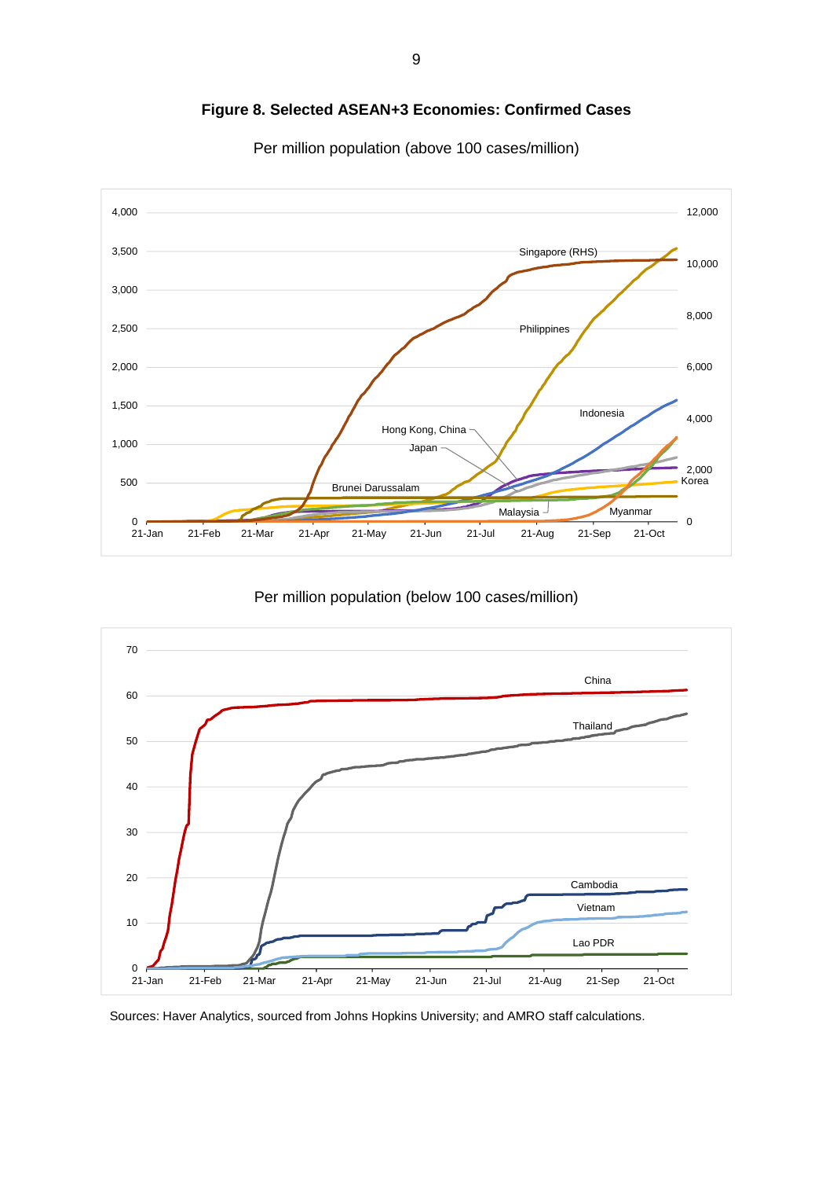**Figure 8. Selected ASEAN+3 Economies: Confirmed Cases**

Per million population (above 100 cases/million)

Per million population (below 100 cases/million)

Sources: Haver Analytics, sourced from Johns Hopkins University; and AMRO staff calculations.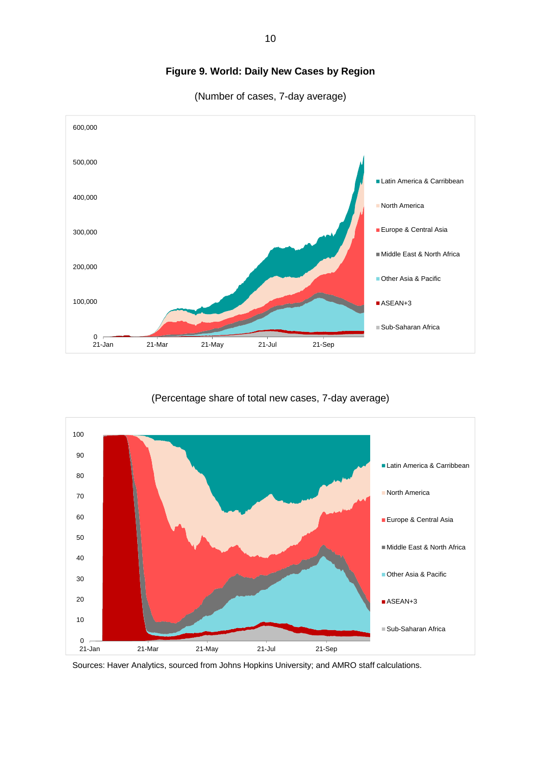**Figure 9. World: Daily New Cases by Region**

(Number of cases, 7-day average)

(Percentage share of total new cases, 7-day average)

Sources: Haver Analytics, sourced from Johns Hopkins University; and AMRO staff calculations.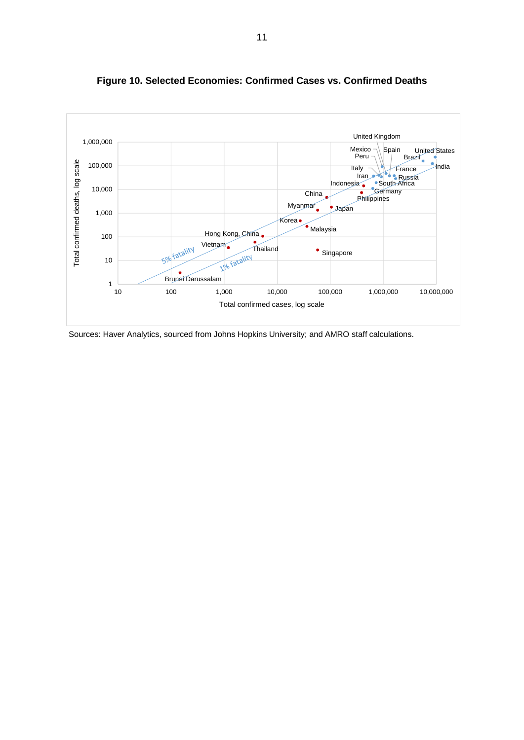**Figure 10. Selected Economies: Confirmed Cases vs. Confirmed Deaths**

Total confirmed deaths, log scale

1,000,000
100,000
10,000
1,000
100
10
1

Total confirmed cases, log scale

10
100
1,000
10,000
100,000
1,000,000
10,000,000

United Kingdom
Mexico
Spain
Peru
United States
Brazil
Italy
India
Iran
France
Russia
Indonesia
South Africa
Germany
Philippines
China
Myanmar
Japan
Korea
Malaysia
Hong Kong, China
Vietnam
Thailand
Singapore
Brunei Darussalam
5% fatality
1% fatality

Sources: Haver Analytics, sourced from Johns Hopkins University; and AMRO staff calculations.